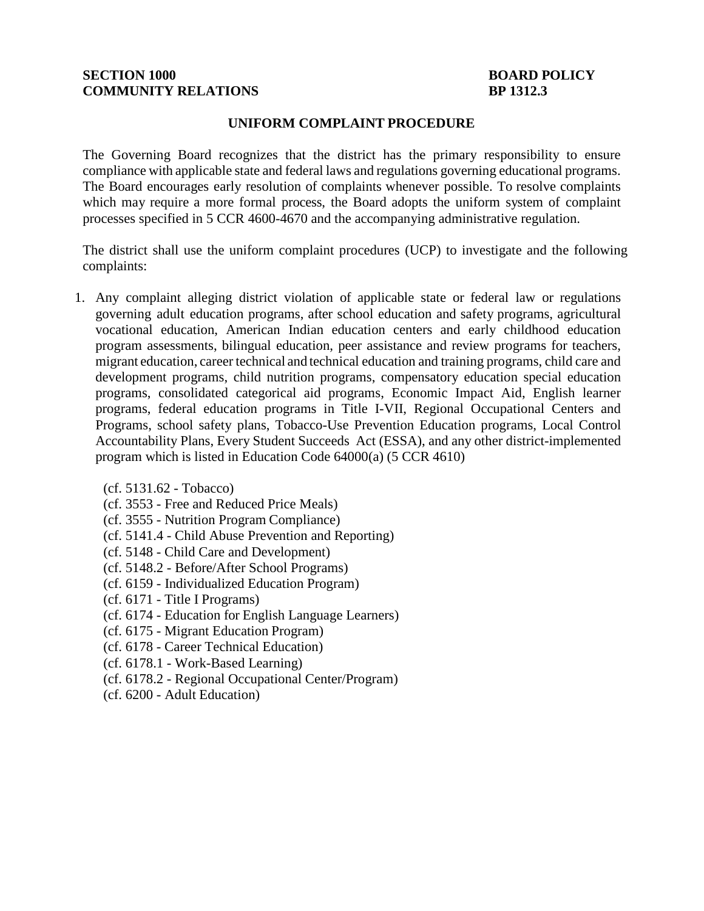**SECTION 1000**
**COMMUNITY RELATIONS**

**BOARD POLICY**
**BP 1312.3**

## UNIFORM COMPLAINT PROCEDURE

The Governing Board recognizes that the district has the primary responsibility to ensure compliance with applicable state and federal laws and regulations governing educational programs. The Board encourages early resolution of complaints whenever possible. To resolve complaints which may require a more formal process, the Board adopts the uniform system of complaint processes specified in 5 CCR 4600-4670 and the accompanying administrative regulation.

The district shall use the uniform complaint procedures (UCP) to investigate and the following complaints:

1. Any complaint alleging district violation of applicable state or federal law or regulations governing adult education programs, after school education and safety programs, agricultural vocational education, American Indian education centers and early childhood education program assessments, bilingual education, peer assistance and review programs for teachers, migrant education, career technical and technical education and training programs, child care and development programs, child nutrition programs, compensatory education special education programs, consolidated categorical aid programs, Economic Impact Aid, English learner programs, federal education programs in Title I-VII, Regional Occupational Centers and Programs, school safety plans, Tobacco-Use Prevention Education programs, Local Control Accountability Plans, Every Student Succeeds Act (ESSA), and any other district-implemented program which is listed in Education Code 64000(a) (5 CCR 4610)

   (cf. 5131.62 - Tobacco)
   (cf. 3553 - Free and Reduced Price Meals)
   (cf. 3555 - Nutrition Program Compliance)
   (cf. 5141.4 - Child Abuse Prevention and Reporting)
   (cf. 5148 - Child Care and Development)
   (cf. 5148.2 - Before/After School Programs)
   (cf. 6159 - Individualized Education Program)
   (cf. 6171 - Title I Programs)
   (cf. 6174 - Education for English Language Learners)
   (cf. 6175 - Migrant Education Program)
   (cf. 6178 - Career Technical Education)
   (cf. 6178.1 - Work-Based Learning)
   (cf. 6178.2 - Regional Occupational Center/Program)
   (cf. 6200 - Adult Education)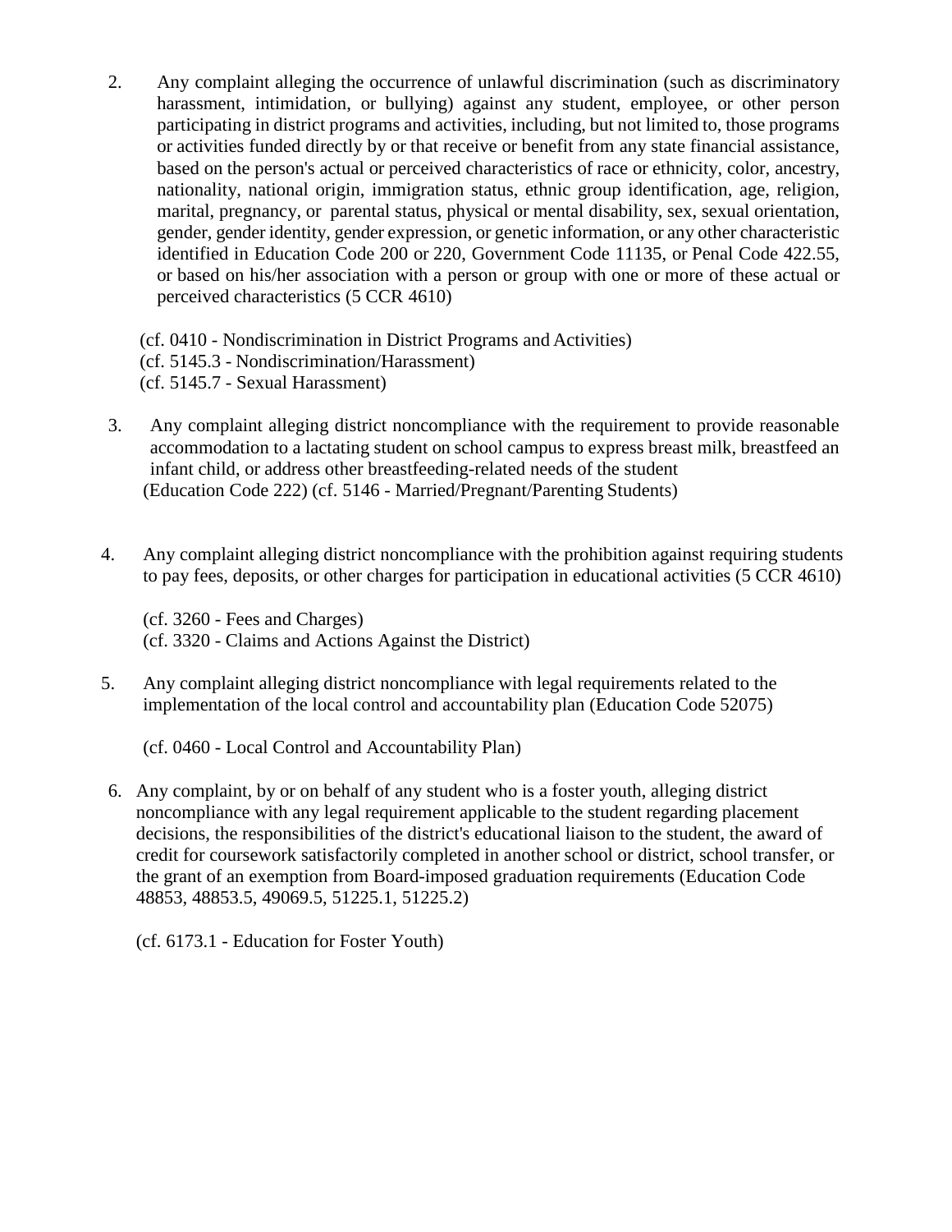2. Any complaint alleging the occurrence of unlawful discrimination (such as discriminatory harassment, intimidation, or bullying) against any student, employee, or other person participating in district programs and activities, including, but not limited to, those programs or activities funded directly by or that receive or benefit from any state financial assistance, based on the person's actual or perceived characteristics of race or ethnicity, color, ancestry, nationality, national origin, immigration status, ethnic group identification, age, religion, marital, pregnancy, or parental status, physical or mental disability, sex, sexual orientation, gender, gender identity, gender expression, or genetic information, or any other characteristic identified in Education Code 200 or 220, Government Code 11135, or Penal Code 422.55, or based on his/her association with a person or group with one or more of these actual or perceived characteristics (5 CCR 4610)

   (cf. 0410 - Nondiscrimination in District Programs and Activities)
   (cf. 5145.3 - Nondiscrimination/Harassment)
   (cf. 5145.7 - Sexual Harassment)

3. Any complaint alleging district noncompliance with the requirement to provide reasonable accommodation to a lactating student on school campus to express breast milk, breastfeed an infant child, or address other breastfeeding-related needs of the student (Education Code 222) (cf. 5146 - Married/Pregnant/Parenting Students)

4. Any complaint alleging district noncompliance with the prohibition against requiring students to pay fees, deposits, or other charges for participation in educational activities (5 CCR 4610)

   (cf. 3260 - Fees and Charges)
   (cf. 3320 - Claims and Actions Against the District)

5. Any complaint alleging district noncompliance with legal requirements related to the implementation of the local control and accountability plan (Education Code 52075)

   (cf. 0460 - Local Control and Accountability Plan)

6. Any complaint, by or on behalf of any student who is a foster youth, alleging district noncompliance with any legal requirement applicable to the student regarding placement decisions, the responsibilities of the district's educational liaison to the student, the award of credit for coursework satisfactorily completed in another school or district, school transfer, or the grant of an exemption from Board-imposed graduation requirements (Education Code 48853, 48853.5, 49069.5, 51225.1, 51225.2)

   (cf. 6173.1 - Education for Foster Youth)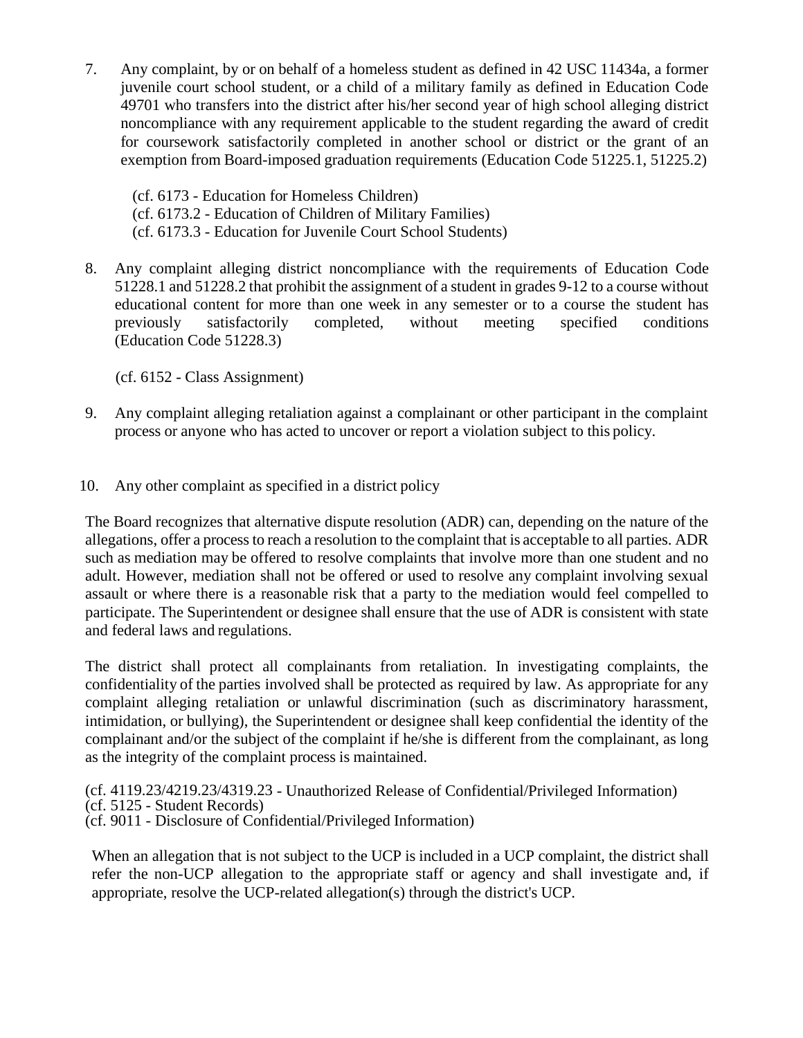7. Any complaint, by or on behalf of a homeless student as defined in 42 USC 11434a, a former juvenile court school student, or a child of a military family as defined in Education Code 49701 who transfers into the district after his/her second year of high school alleging district noncompliance with any requirement applicable to the student regarding the award of credit for coursework satisfactorily completed in another school or district or the grant of an exemption from Board-imposed graduation requirements (Education Code 51225.1, 51225.2)

   (cf. 6173 - Education for Homeless Children)
   (cf. 6173.2 - Education of Children of Military Families)
   (cf. 6173.3 - Education for Juvenile Court School Students)

8. Any complaint alleging district noncompliance with the requirements of Education Code 51228.1 and 51228.2 that prohibit the assignment of a student in grades 9-12 to a course without educational content for more than one week in any semester or to a course the student has previously satisfactorily completed, without meeting specified conditions (Education Code 51228.3)

   (cf. 6152 - Class Assignment)

9. Any complaint alleging retaliation against a complainant or other participant in the complaint process or anyone who has acted to uncover or report a violation subject to this policy.

10. Any other complaint as specified in a district policy

The Board recognizes that alternative dispute resolution (ADR) can, depending on the nature of the allegations, offer a process to reach a resolution to the complaint that is acceptable to all parties. ADR such as mediation may be offered to resolve complaints that involve more than one student and no adult. However, mediation shall not be offered or used to resolve any complaint involving sexual assault or where there is a reasonable risk that a party to the mediation would feel compelled to participate. The Superintendent or designee shall ensure that the use of ADR is consistent with state and federal laws and regulations.

The district shall protect all complainants from retaliation. In investigating complaints, the confidentiality of the parties involved shall be protected as required by law. As appropriate for any complaint alleging retaliation or unlawful discrimination (such as discriminatory harassment, intimidation, or bullying), the Superintendent or designee shall keep confidential the identity of the complainant and/or the subject of the complaint if he/she is different from the complainant, as long as the integrity of the complaint process is maintained.

(cf. 4119.23/4219.23/4319.23 - Unauthorized Release of Confidential/Privileged Information)
(cf. 5125 - Student Records)
(cf. 9011 - Disclosure of Confidential/Privileged Information)

When an allegation that is not subject to the UCP is included in a UCP complaint, the district shall refer the non-UCP allegation to the appropriate staff or agency and shall investigate and, if appropriate, resolve the UCP-related allegation(s) through the district's UCP.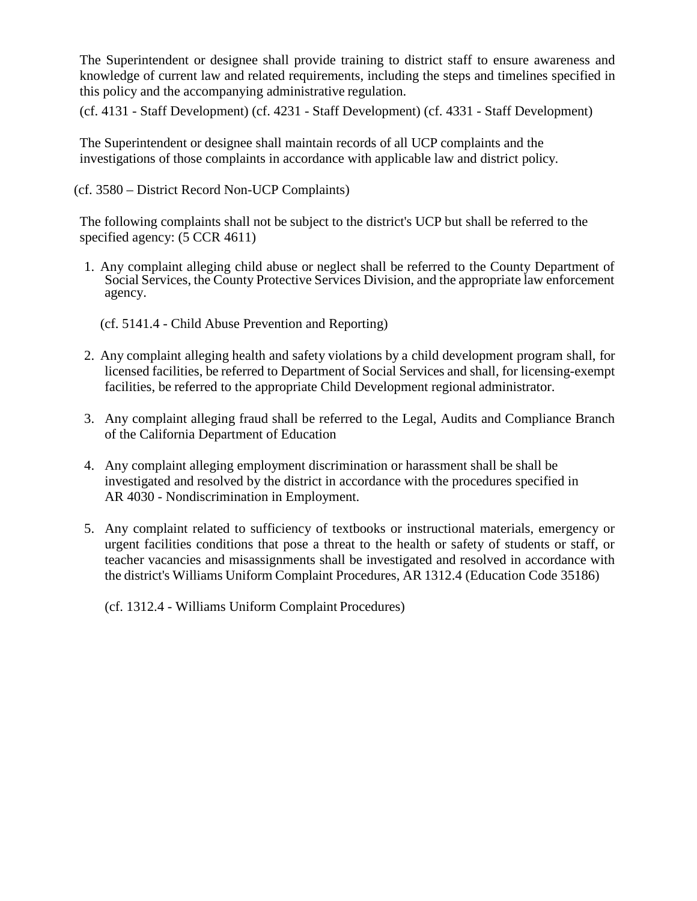The Superintendent or designee shall provide training to district staff to ensure awareness and knowledge of current law and related requirements, including the steps and timelines specified in this policy and the accompanying administrative regulation.

(cf. 4131 - Staff Development) (cf. 4231 - Staff Development) (cf. 4331 - Staff Development)

The Superintendent or designee shall maintain records of all UCP complaints and the investigations of those complaints in accordance with applicable law and district policy.

(cf. 3580 – District Record Non-UCP Complaints)

The following complaints shall not be subject to the district's UCP but shall be referred to the specified agency: (5 CCR 4611)

1. Any complaint alleging child abuse or neglect shall be referred to the County Department of Social Services, the County Protective Services Division, and the appropriate law enforcement agency.

   (cf. 5141.4 - Child Abuse Prevention and Reporting)

2. Any complaint alleging health and safety violations by a child development program shall, for licensed facilities, be referred to Department of Social Services and shall, for licensing-exempt facilities, be referred to the appropriate Child Development regional administrator.

3. Any complaint alleging fraud shall be referred to the Legal, Audits and Compliance Branch of the California Department of Education

4. Any complaint alleging employment discrimination or harassment shall be shall be investigated and resolved by the district in accordance with the procedures specified in AR 4030 - Nondiscrimination in Employment.

5. Any complaint related to sufficiency of textbooks or instructional materials, emergency or urgent facilities conditions that pose a threat to the health or safety of students or staff, or teacher vacancies and misassignments shall be investigated and resolved in accordance with the district's Williams Uniform Complaint Procedures, AR 1312.4 (Education Code 35186)

   (cf. 1312.4 - Williams Uniform Complaint Procedures)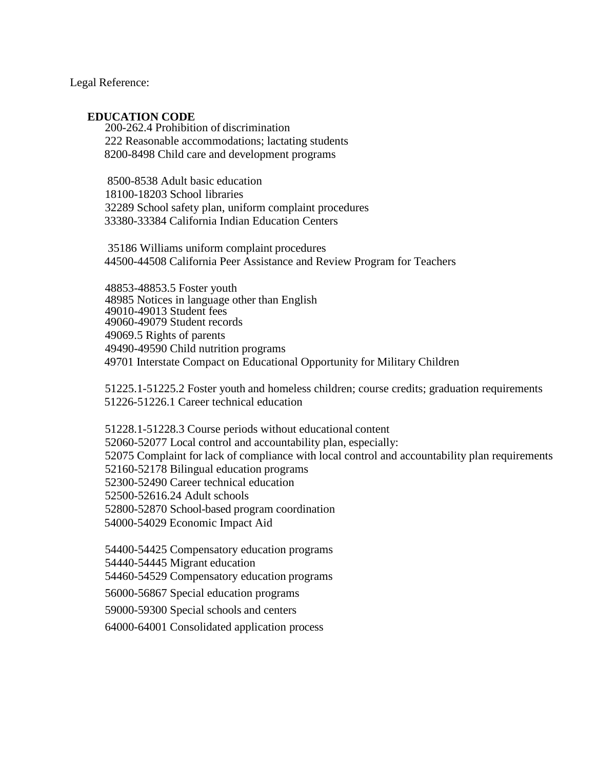Legal Reference:

**EDUCATION CODE**

200-262.4 Prohibition of discrimination
222 Reasonable accommodations; lactating students
8200-8498 Child care and development programs

8500-8538 Adult basic education
18100-18203 School libraries
32289 School safety plan, uniform complaint procedures
33380-33384 California Indian Education Centers

35186 Williams uniform complaint procedures
44500-44508 California Peer Assistance and Review Program for Teachers

48853-48853.5 Foster youth
48985 Notices in language other than English
49010-49013 Student fees
49060-49079 Student records
49069.5 Rights of parents
49490-49590 Child nutrition programs
49701 Interstate Compact on Educational Opportunity for Military Children

51225.1-51225.2 Foster youth and homeless children; course credits; graduation requirements
51226-51226.1 Career technical education

51228.1-51228.3 Course periods without educational content
52060-52077 Local control and accountability plan, especially:
52075 Complaint for lack of compliance with local control and accountability plan requirements
52160-52178 Bilingual education programs
52300-52490 Career technical education
52500-52616.24 Adult schools
52800-52870 School-based program coordination
54000-54029 Economic Impact Aid

54400-54425 Compensatory education programs
54440-54445 Migrant education
54460-54529 Compensatory education programs
56000-56867 Special education programs
59000-59300 Special schools and centers
64000-64001 Consolidated application process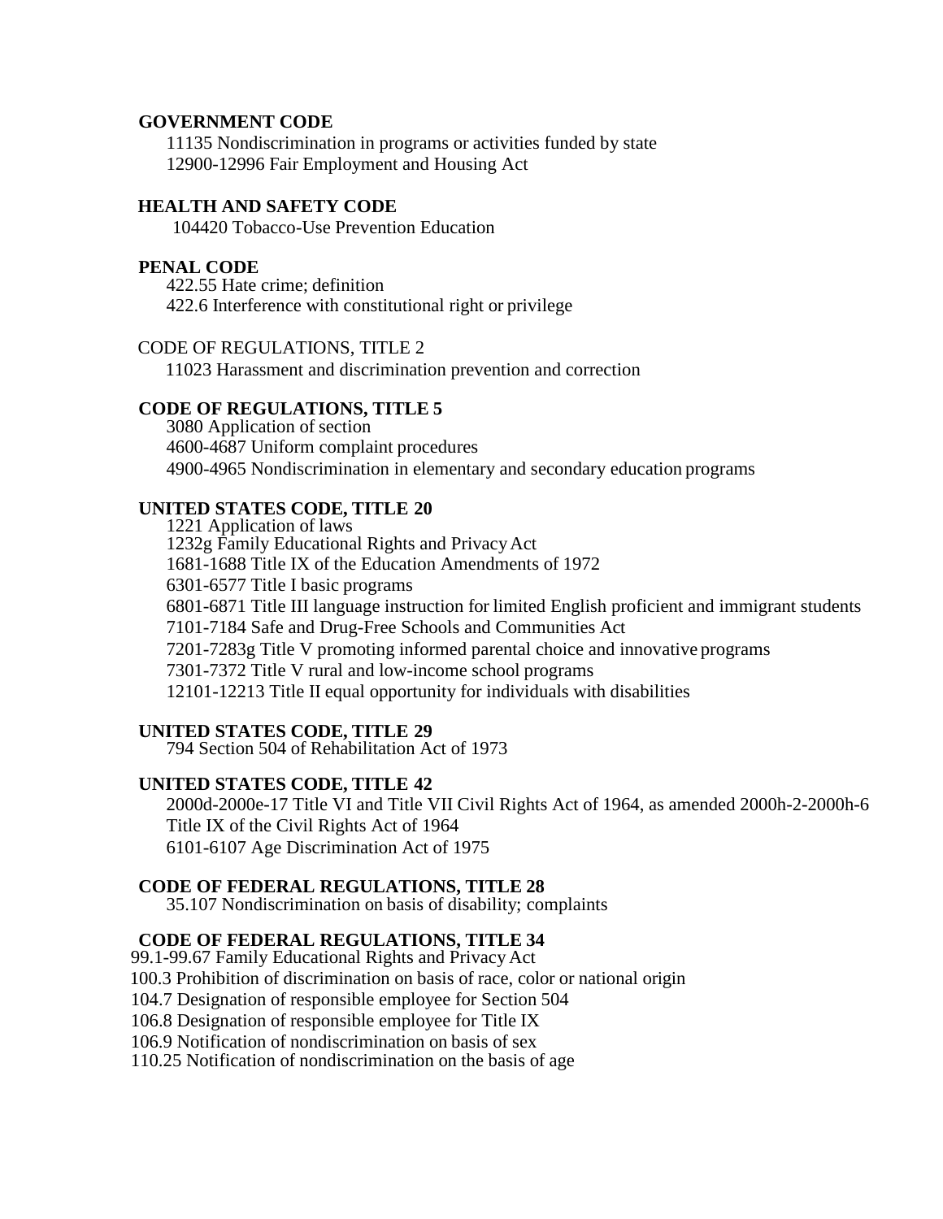**GOVERNMENT CODE**

11135 Nondiscrimination in programs or activities funded by state

12900-12996 Fair Employment and Housing Act

**HEALTH AND SAFETY CODE**

104420 Tobacco-Use Prevention Education

**PENAL CODE**

422.55 Hate crime; definition

422.6 Interference with constitutional right or privilege

CODE OF REGULATIONS, TITLE 2

11023 Harassment and discrimination prevention and correction

**CODE OF REGULATIONS, TITLE 5**

3080 Application of section

4600-4687 Uniform complaint procedures

4900-4965 Nondiscrimination in elementary and secondary education programs

**UNITED STATES CODE, TITLE 20**

1221 Application of laws

1232g Family Educational Rights and Privacy Act

1681-1688 Title IX of the Education Amendments of 1972

6301-6577 Title I basic programs

6801-6871 Title III language instruction for limited English proficient and immigrant students

7101-7184 Safe and Drug-Free Schools and Communities Act

7201-7283g Title V promoting informed parental choice and innovative programs

7301-7372 Title V rural and low-income school programs

12101-12213 Title II equal opportunity for individuals with disabilities

**UNITED STATES CODE, TITLE 29**

794 Section 504 of Rehabilitation Act of 1973

**UNITED STATES CODE, TITLE 42**

2000d-2000e-17 Title VI and Title VII Civil Rights Act of 1964, as amended 2000h-2-2000h-6 Title IX of the Civil Rights Act of 1964

6101-6107 Age Discrimination Act of 1975

**CODE OF FEDERAL REGULATIONS, TITLE 28**

35.107 Nondiscrimination on basis of disability; complaints

**CODE OF FEDERAL REGULATIONS, TITLE 34**

99.1-99.67 Family Educational Rights and Privacy Act

100.3 Prohibition of discrimination on basis of race, color or national origin

104.7 Designation of responsible employee for Section 504

106.8 Designation of responsible employee for Title IX

106.9 Notification of nondiscrimination on basis of sex

110.25 Notification of nondiscrimination on the basis of age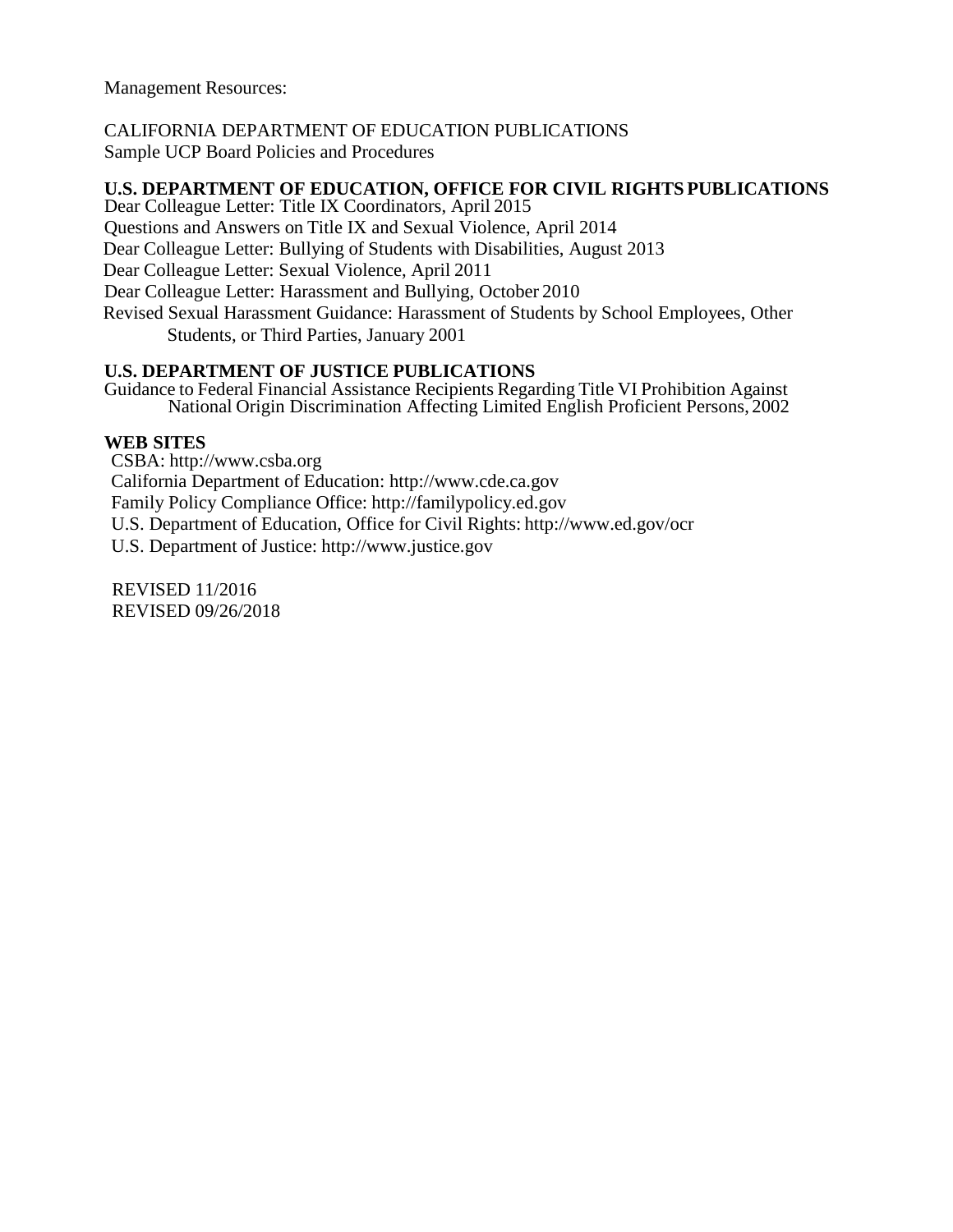Management Resources:

CALIFORNIA DEPARTMENT OF EDUCATION PUBLICATIONS
Sample UCP Board Policies and Procedures

**U.S. DEPARTMENT OF EDUCATION, OFFICE FOR CIVIL RIGHTS PUBLICATIONS**
Dear Colleague Letter: Title IX Coordinators, April 2015
Questions and Answers on Title IX and Sexual Violence, April 2014
Dear Colleague Letter: Bullying of Students with Disabilities, August 2013
Dear Colleague Letter: Sexual Violence, April 2011
Dear Colleague Letter: Harassment and Bullying, October 2010
Revised Sexual Harassment Guidance: Harassment of Students by School Employees, Other Students, or Third Parties, January 2001

**U.S. DEPARTMENT OF JUSTICE PUBLICATIONS**
Guidance to Federal Financial Assistance Recipients Regarding Title VI Prohibition Against National Origin Discrimination Affecting Limited English Proficient Persons, 2002

**WEB SITES**
CSBA: http://www.csba.org
California Department of Education: http://www.cde.ca.gov
Family Policy Compliance Office: http://familypolicy.ed.gov
U.S. Department of Education, Office for Civil Rights: http://www.ed.gov/ocr
U.S. Department of Justice: http://www.justice.gov

REVISED 11/2016
REVISED 09/26/2018